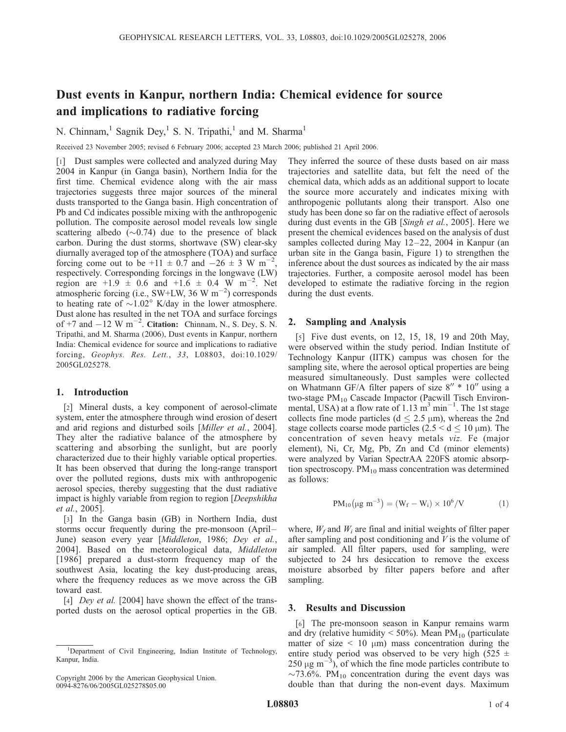# Dust events in Kanpur, northern India: Chemical evidence for source and implications to radiative forcing

N. Chinnam,[1] Sagnik Dey,[1] S. N. Tripathi,[1] and M. Sharma[1]

Received 23 November 2005; revised 6 February 2006; accepted 23 March 2006; published 21 April 2006.

[1] Dust samples were collected and analyzed during May 2004 in Kanpur (in Ganga basin), Northern India for the first time. Chemical evidence along with the air mass trajectories suggests three major sources of the mineral dusts transported to the Ganga basin. High concentration of Pb and Cd indicates possible mixing with the anthropogenic pollution. The composite aerosol model reveals low single scattering albedo (~0.74) due to the presence of black carbon. During the dust storms, shortwave (SW) clear-sky diurnally averaged top of the atmosphere (TOA) and surface forcing come out to be +11 ± 0.7 and −26 ± 3 W m$^{-2}$, respectively. Corresponding forcings in the longwave (LW) region are +1.9 ± 0.6 and +1.6 ± 0.4 W m$^{-2}$. Net atmospheric forcing (i.e., SW+LW, 36 W m$^{-2}$) corresponds to heating rate of ~1.02° K/day in the lower atmosphere. Dust alone has resulted in the net TOA and surface forcings of +7 and −12 W m$^{-2}$. **Citation:** Chinnam, N., S. Dey, S. N. Tripathi, and M. Sharma (2006), Dust events in Kanpur, northern India: Chemical evidence for source and implications to radiative forcing, *Geophys. Res. Lett.*, *33*, L08803, doi:10.1029/2005GL025278.

## 1. Introduction

[2] Mineral dusts, a key component of aerosol-climate system, enter the atmosphere through wind erosion of desert and arid regions and disturbed soils [*Miller et al.*, 2004]. They alter the radiative balance of the atmosphere by scattering and absorbing the sunlight, but are poorly characterized due to their highly variable optical properties. It has been observed that during the long-range transport over the polluted regions, dusts mix with anthropogenic aerosol species, thereby suggesting that the dust radiative impact is highly variable from region to region [*Deepshikha et al.*, 2005].

[3] In the Ganga basin (GB) in Northern India, dust storms occur frequently during the pre-monsoon (April–June) season every year [*Middleton*, 1986; *Dey et al.*, 2004]. Based on the meteorological data, *Middleton* [1986] prepared a dust-storm frequency map of the southwest Asia, locating the key dust-producing areas, where the frequency reduces as we move across the GB toward east.

[4] *Dey et al.* [2004] have shown the effect of the transported dusts on the aerosol optical properties in the GB. They inferred the source of these dusts based on air mass trajectories and satellite data, but felt the need of the chemical data, which adds as an additional support to locate the source more accurately and indicates mixing with anthropogenic pollutants along their transport. Also one study has been done so far on the radiative effect of aerosols during dust events in the GB [*Singh et al.*, 2005]. Here we present the chemical evidences based on the analysis of dust samples collected during May 12–22, 2004 in Kanpur (an urban site in the Ganga basin, Figure 1) to strengthen the inference about the dust sources as indicated by the air mass trajectories. Further, a composite aerosol model has been developed to estimate the radiative forcing in the region during the dust events.

## 2. Sampling and Analysis

[5] Five dust events, on 12, 15, 18, 19 and 20th May, were observed within the study period. Indian Institute of Technology Kanpur (IITK) campus was chosen for the sampling site, where the aerosol optical properties are being measured simultaneously. Dust samples were collected on Whatmann GF/A filter papers of size 8″ * 10″ using a two-stage $PM_{10}$ Cascade Impactor (Pacwill Tisch Environmental, USA) at a flow rate of 1.13 m$^3$ min$^{-1}$. The 1st stage collects fine mode particles (d ≤ 2.5 μm), whereas the 2nd stage collects coarse mode particles (2.5 < d ≤ 10 μm). The concentration of seven heavy metals *viz.* Fe (major element), Ni, Cr, Mg, Pb, Zn and Cd (minor elements) were analyzed by Varian SpectrAA 220FS atomic absorption spectroscopy. $PM_{10}$ mass concentration was determined as follows:

$$PM_{10}(\mu g\ m^{-3}) = (W_f - W_i) \times 10^6/V \tag{1}$$

where, $W_f$ and $W_i$ are final and initial weights of filter paper after sampling and post conditioning and $V$ is the volume of air sampled. All filter papers, used for sampling, were subjected to 24 hrs desiccation to remove the excess moisture absorbed by filter papers before and after sampling.

## 3. Results and Discussion

[6] The pre-monsoon season in Kanpur remains warm and dry (relative humidity < 50%). Mean $PM_{10}$ (particulate matter of size < 10 μm) mass concentration during the entire study period was observed to be very high (525 ± 250 μg m$^{-3}$), of which the fine mode particles contribute to ~73.6%. $PM_{10}$ concentration during the event days was double than that during the non-event days. Maximum

---

[1] Department of Civil Engineering, Indian Institute of Technology, Kanpur, India.

Copyright 2006 by the American Geophysical Union.
0094-8276/06/2005GL025278$05.00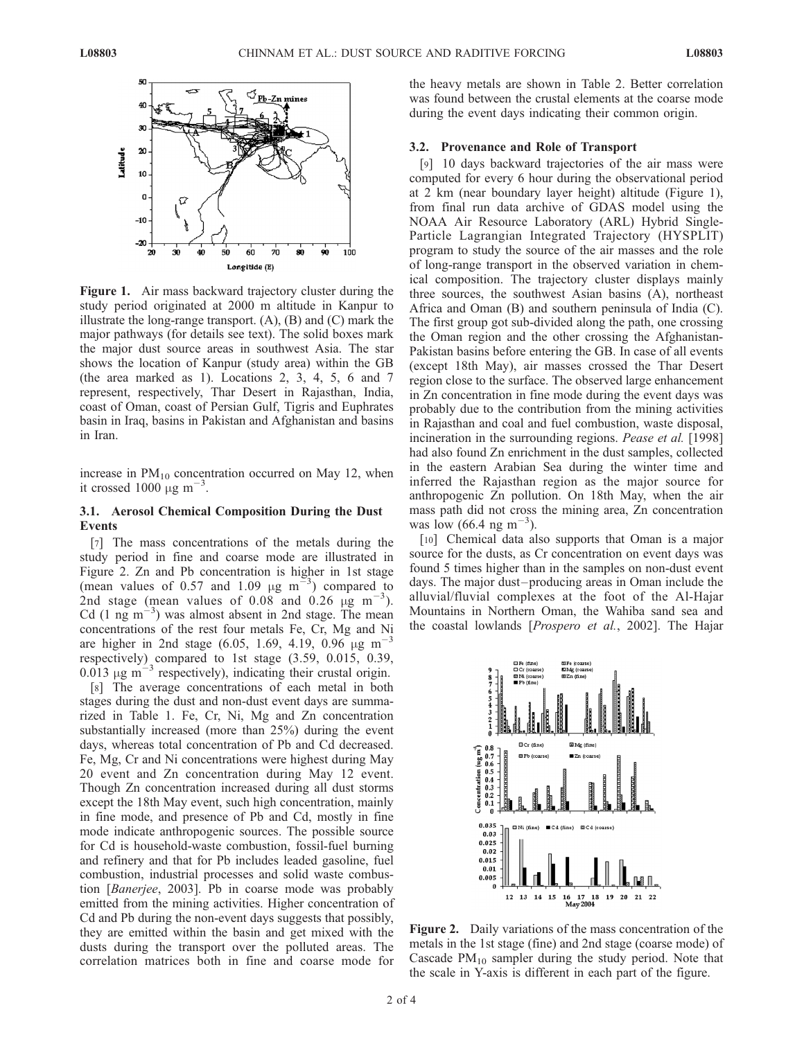Figure 1. Air mass backward trajectory cluster during the study period originated at 2000 m altitude in Kanpur to illustrate the long-range transport. (A), (B) and (C) mark the major pathways (for details see text). The solid boxes mark the major dust source areas in southwest Asia. The star shows the location of Kanpur (study area) within the GB (the area marked as 1). Locations 2, 3, 4, 5, 6 and 7 represent, respectively, Thar Desert in Rajasthan, India, coast of Oman, coast of Persian Gulf, Tigris and Euphrates basin in Iraq, basins in Pakistan and Afghanistan and basins in Iran.

increase in $PM_{10}$ concentration occurred on May 12, when it crossed 1000 $\mu g\ m^{-3}$.

### 3.1. Aerosol Chemical Composition During the Dust Events

[7] The mass concentrations of the metals during the study period in fine and coarse mode are illustrated in Figure 2. Zn and Pb concentration is higher in 1st stage (mean values of 0.57 and 1.09 $\mu g\ m^{-3}$) compared to 2nd stage (mean values of 0.08 and 0.26 $\mu g\ m^{-3}$). Cd (1 ng $m^{-3}$) was almost absent in 2nd stage. The mean concentrations of the rest four metals Fe, Cr, Mg and Ni are higher in 2nd stage (6.05, 1.69, 4.19, 0.96 $\mu g\ m^{-3}$ respectively) compared to 1st stage (3.59, 0.015, 0.39, 0.013 $\mu g\ m^{-3}$ respectively), indicating their crustal origin.

[8] The average concentrations of each metal in both stages during the dust and non-dust event days are summarized in Table 1. Fe, Cr, Ni, Mg and Zn concentration substantially increased (more than 25%) during the event days, whereas total concentration of Pb and Cd decreased. Fe, Mg, Cr and Ni concentrations were highest during May 20 event and Zn concentration during May 12 event. Though Zn concentration increased during all dust storms except the 18th May event, such high concentration, mainly in fine mode, and presence of Pb and Cd, mostly in fine mode indicate anthropogenic sources. The possible source for Cd is household-waste combustion, fossil-fuel burning and refinery and that for Pb includes leaded gasoline, fuel combustion, industrial processes and solid waste combustion [*Banerjee*, 2003]. Pb in coarse mode was probably emitted from the mining activities. Higher concentration of Cd and Pb during the non-event days suggests that possibly, they are emitted within the basin and get mixed with the dusts during the transport over the polluted areas. The correlation matrices both in fine and coarse mode for the heavy metals are shown in Table 2. Better correlation was found between the crustal elements at the coarse mode during the event days indicating their common origin.

### 3.2. Provenance and Role of Transport

[9] 10 days backward trajectories of the air mass were computed for every 6 hour during the observational period at 2 km (near boundary layer height) altitude (Figure 1), from final run data archive of GDAS model using the NOAA Air Resource Laboratory (ARL) Hybrid Single-Particle Lagrangian Integrated Trajectory (HYSPLIT) program to study the source of the air masses and the role of long-range transport in the observed variation in chemical composition. The trajectory cluster displays mainly three sources, the southwest Asian basins (A), northeast Africa and Oman (B) and southern peninsula of India (C). The first group got sub-divided along the path, one crossing the Oman region and the other crossing the Afghanistan-Pakistan basins before entering the GB. In case of all events (except 18th May), air masses crossed the Thar Desert region close to the surface. The observed large enhancement in Zn concentration in fine mode during the event days was probably due to the contribution from the mining activities in Rajasthan and coal and fuel combustion, waste disposal, incineration in the surrounding regions. *Pease et al.* [1998] had also found Zn enrichment in the dust samples, collected in the eastern Arabian Sea during the winter time and inferred the Rajasthan region as the major source for anthropogenic Zn pollution. On 18th May, when the air mass path did not cross the mining area, Zn concentration was low (66.4 ng $m^{-3}$).

[10] Chemical data also supports that Oman is a major source for the dusts, as Cr concentration on event days was found 5 times higher than in the samples on non-dust event days. The major dust–producing areas in Oman include the alluvial/fluvial complexes at the foot of the Al-Hajar Mountains in Northern Oman, the Wahiba sand sea and the coastal lowlands [*Prospero et al.*, 2002]. The Hajar

Figure 2. Daily variations of the mass concentration of the metals in the 1st stage (fine) and 2nd stage (coarse mode) of Cascade $PM_{10}$ sampler during the study period. Note that the scale in Y-axis is different in each part of the figure.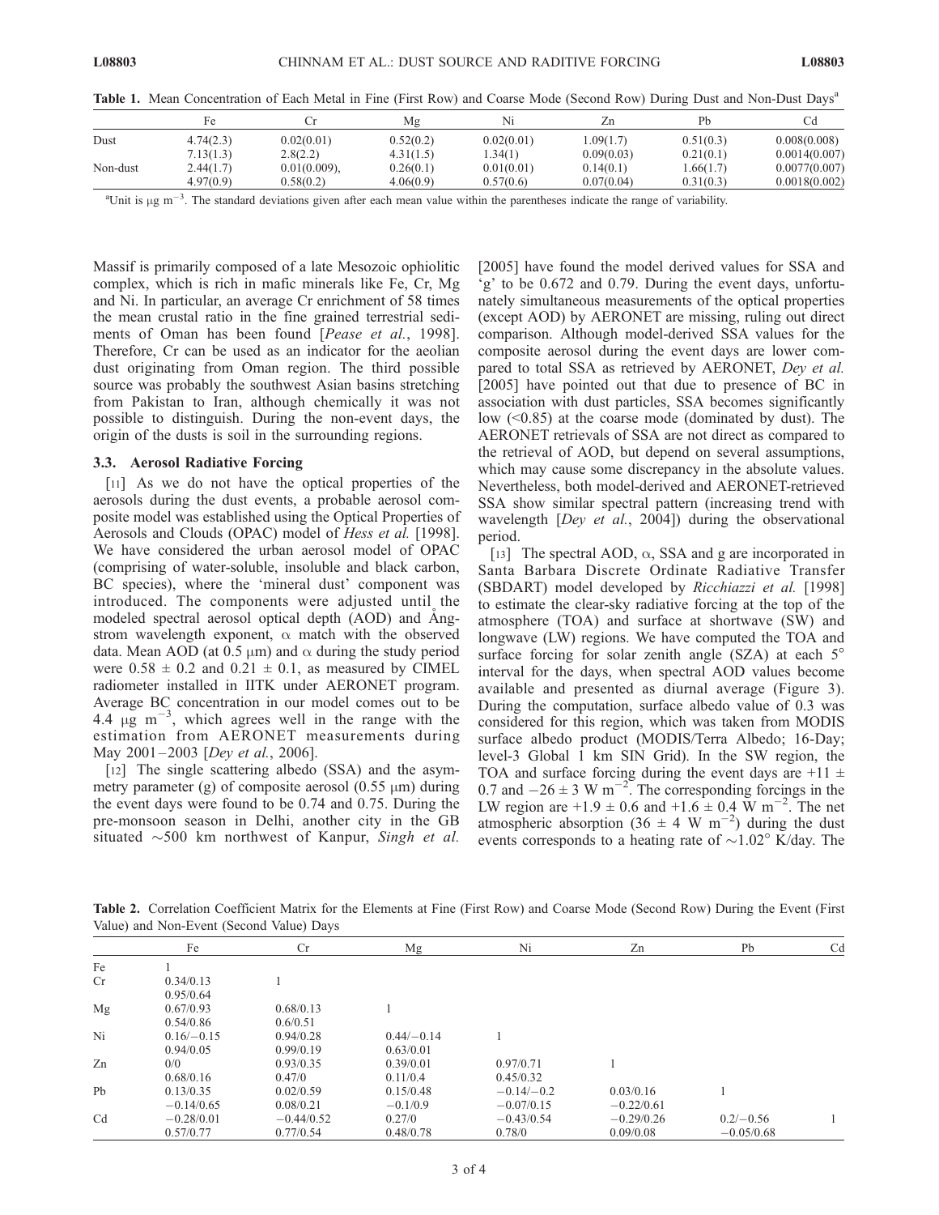**Table 1.** Mean Concentration of Each Metal in Fine (First Row) and Coarse Mode (Second Row) During Dust and Non-Dust Days[a]

| | Fe | Cr | Mg | Ni | Zn | Pb | Cd |
|---|---|---|---|---|---|---|---|
| Dust | 4.74(2.3) | 0.02(0.01) | 0.52(0.2) | 0.02(0.01) | 1.09(1.7) | 0.51(0.3) | 0.008(0.008) |
| | 7.13(1.3) | 2.8(2.2) | 4.31(1.5) | 1.34(1) | 0.09(0.03) | 0.21(0.1) | 0.0014(0.007) |
| Non-dust | 2.44(1.7) | 0.01(0.009), | 0.26(0.1) | 0.01(0.01) | 0.14(0.1) | 1.66(1.7) | 0.0077(0.007) |
| | 4.97(0.9) | 0.58(0.2) | 4.06(0.9) | 0.57(0.6) | 0.07(0.04) | 0.31(0.3) | 0.0018(0.002) |

[a]Unit is $\mu g\ m^{-3}$. The standard deviations given after each mean value within the parentheses indicate the range of variability.

Massif is primarily composed of a late Mesozoic ophiolitic complex, which is rich in mafic minerals like Fe, Cr, Mg and Ni. In particular, an average Cr enrichment of 58 times the mean crustal ratio in the fine grained terrestrial sediments of Oman has been found [*Pease et al.*, 1998]. Therefore, Cr can be used as an indicator for the aeolian dust originating from Oman region. The third possible source was probably the southwest Asian basins stretching from Pakistan to Iran, although chemically it was not possible to distinguish. During the non-event days, the origin of the dusts is soil in the surrounding regions.

### 3.3. Aerosol Radiative Forcing

[11] As we do not have the optical properties of the aerosols during the dust events, a probable aerosol composite model was established using the Optical Properties of Aerosols and Clouds (OPAC) model of *Hess et al.* [1998]. We have considered the urban aerosol model of OPAC (comprising of water-soluble, insoluble and black carbon, BC species), where the 'mineral dust' component was introduced. The components were adjusted until the modeled spectral aerosol optical depth (AOD) and Ångstrom wavelength exponent, $\alpha$ match with the observed data. Mean AOD (at 0.5 $\mu$m) and $\alpha$ during the study period were $0.58 \pm 0.2$ and $0.21 \pm 0.1$, as measured by CIMEL radiometer installed in IITK under AERONET program. Average BC concentration in our model comes out to be 4.4 $\mu g\ m^{-3}$, which agrees well in the range with the estimation from AERONET measurements during May 2001–2003 [*Dey et al.*, 2006].

[12] The single scattering albedo (SSA) and the asymmetry parameter (g) of composite aerosol (0.55 $\mu$m) during the event days were found to be 0.74 and 0.75. During the pre-monsoon season in Delhi, another city in the GB situated ~500 km northwest of Kanpur, *Singh et al.* [2005] have found the model derived values for SSA and 'g' to be 0.672 and 0.79. During the event days, unfortunately simultaneous measurements of the optical properties (except AOD) by AERONET are missing, ruling out direct comparison. Although model-derived SSA values for the composite aerosol during the event days are lower compared to total SSA as retrieved by AERONET, *Dey et al.* [2005] have pointed out that due to presence of BC in association with dust particles, SSA becomes significantly low (<0.85) at the coarse mode (dominated by dust). The AERONET retrievals of SSA are not direct as compared to the retrieval of AOD, but depend on several assumptions, which may cause some discrepancy in the absolute values. Nevertheless, both model-derived and AERONET-retrieved SSA show similar spectral pattern (increasing trend with wavelength [*Dey et al.*, 2004]) during the observational period.

[13] The spectral AOD, $\alpha$, SSA and g are incorporated in Santa Barbara Discrete Ordinate Radiative Transfer (SBDART) model developed by *Ricchiazzi et al.* [1998] to estimate the clear-sky radiative forcing at the top of the atmosphere (TOA) and surface at shortwave (SW) and longwave (LW) regions. We have computed the TOA and surface forcing for solar zenith angle (SZA) at each 5° interval for the days, when spectral AOD values become available and presented as diurnal average (Figure 3). During the computation, surface albedo value of 0.3 was considered for this region, which was taken from MODIS surface albedo product (MODIS/Terra Albedo; 16-Day; level-3 Global 1 km SIN Grid). In the SW region, the TOA and surface forcing during the event days are $+11 \pm 0.7$ and $-26 \pm 3$ W $m^{-2}$. The corresponding forcings in the LW region are $+1.9 \pm 0.6$ and $+1.6 \pm 0.4$ W $m^{-2}$. The net atmospheric absorption ($36 \pm 4$ W $m^{-2}$) during the dust events corresponds to a heating rate of ~1.02° K/day. The

**Table 2.** Correlation Coefficient Matrix for the Elements at Fine (First Row) and Coarse Mode (Second Row) During the Event (First Value) and Non-Event (Second Value) Days

| | Fe | Cr | Mg | Ni | Zn | Pb | Cd |
|---|---|---|---|---|---|---|---|
| Fe | 1 | | | | | | |
| Cr | 0.34/0.13 | 1 | | | | | |
| | 0.95/0.64 | | | | | | |
| Mg | 0.67/0.93 | 0.68/0.13 | 1 | | | | |
| | 0.54/0.86 | 0.6/0.51 | | | | | |
| Ni | 0.16/−0.15 | 0.94/0.28 | 0.44/−0.14 | 1 | | | |
| | 0.94/0.05 | 0.99/0.19 | 0.63/0.01 | | | | |
| Zn | 0/0 | 0.93/0.35 | 0.39/0.01 | 0.97/0.71 | 1 | | |
| | 0.68/0.16 | 0.47/0 | 0.11/0.4 | 0.45/0.32 | | | |
| Pb | 0.13/0.35 | 0.02/0.59 | 0.15/0.48 | −0.14/−0.2 | 0.03/0.16 | 1 | |
| | −0.14/0.65 | 0.08/0.21 | −0.1/0.9 | −0.07/0.15 | −0.22/0.61 | | |
| Cd | −0.28/0.01 | −0.44/0.52 | 0.27/0 | −0.43/0.54 | −0.29/0.26 | 0.2/−0.56 | 1 |
| | 0.57/0.77 | 0.77/0.54 | 0.48/0.78 | 0.78/0 | 0.09/0.08 | −0.05/0.68 | |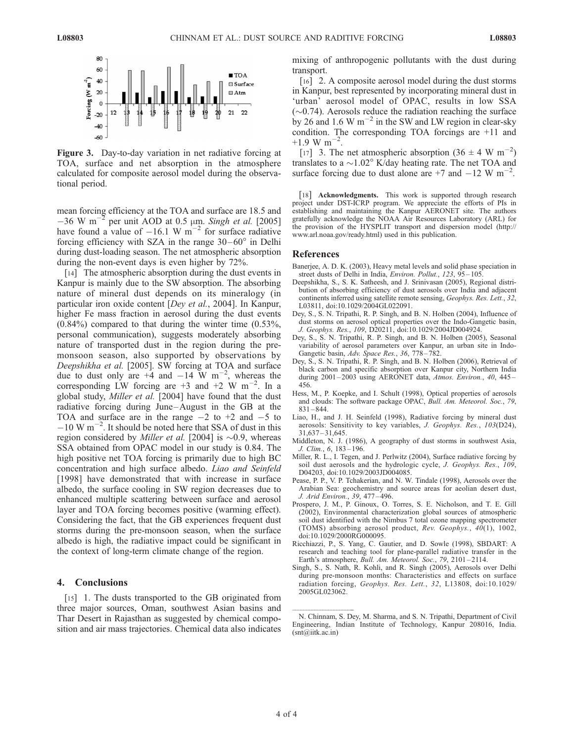80
60
40
20
0
-20
-40
-60

Forcing (W m$^{-2}$)

12 13 14 15 16 17 18 19 20 21 22

■ TOA
▨ Surface
▨ Atm

Figure 3. Day-to-day variation in net radiative forcing at TOA, surface and net absorption in the atmosphere calculated for composite aerosol model during the observational period.

mean forcing efficiency at the TOA and surface are 18.5 and $-36$ W m$^{-2}$ per unit AOD at 0.5 μm. *Singh et al.* [2005] have found a value of $-16.1$ W m$^{-2}$ for surface radiative forcing efficiency with SZA in the range 30–60° in Delhi during dust-loading season. The net atmospheric absorption during the non-event days is even higher by 72%.

[14] The atmospheric absorption during the dust events in Kanpur is mainly due to the SW absorption. The absorbing nature of mineral dust depends on its mineralogy (in particular iron oxide content [*Dey et al.*, 2004]. In Kanpur, higher Fe mass fraction in aerosol during the dust events (0.84%) compared to that during the winter time (0.53%, personal communication), suggests moderately absorbing nature of transported dust in the region during the pre-monsoon season, also supported by observations by *Deepshikha et al.* [2005]. SW forcing at TOA and surface due to dust only are +4 and $-14$ W m$^{-2}$, whereas the corresponding LW forcing are +3 and +2 W m$^{-2}$. In a global study, *Miller et al.* [2004] have found that the dust radiative forcing during June–August in the GB at the TOA and surface are in the range $-2$ to +2 and $-5$ to $-10$ W m$^{-2}$. It should be noted here that SSA of dust in this region considered by *Miller et al.* [2004] is ~0.9, whereas SSA obtained from OPAC model in our study is 0.84. The high positive net TOA forcing is primarily due to high BC concentration and high surface albedo. *Liao and Seinfeld* [1998] have demonstrated that with increase in surface albedo, the surface cooling in SW region decreases due to enhanced multiple scattering between surface and aerosol layer and TOA forcing becomes positive (warming effect). Considering the fact, that the GB experiences frequent dust storms during the pre-monsoon season, when the surface albedo is high, the radiative impact could be significant in the context of long-term climate change of the region.

## 4. Conclusions

[15] 1. The dusts transported to the GB originated from three major sources, Oman, southwest Asian basins and Thar Desert in Rajasthan as suggested by chemical composition and air mass trajectories. Chemical data also indicates mixing of anthropogenic pollutants with the dust during transport.

[16] 2. A composite aerosol model during the dust storms in Kanpur, best represented by incorporating mineral dust in 'urban' aerosol model of OPAC, results in low SSA (~0.74). Aerosols reduce the radiation reaching the surface by 26 and 1.6 W m$^{-2}$ in the SW and LW region in clear-sky condition. The corresponding TOA forcings are +11 and +1.9 W m$^{-2}$.

[17] 3. The net atmospheric absorption (36 ± 4 W m$^{-2}$) translates to a ~1.02° K/day heating rate. The net TOA and surface forcing due to dust alone are +7 and $-12$ W m$^{-2}$.

[18] **Acknowledgments.** This work is supported through research project under DST-ICRP program. We appreciate the efforts of PIs in establishing and maintaining the Kanpur AERONET site. The authors gratefully acknowledge the NOAA Air Resources Laboratory (ARL) for the provision of the HYSPLIT transport and dispersion model (http://www.arl.noaa.gov/ready.html) used in this publication.

## References

Banerjee, A. D. K. (2003), Heavy metal levels and solid phase speciation in street dusts of Delhi in India, *Environ. Pollut.*, *123*, 95–105.

Deepshikha, S., S. K. Satheesh, and J. Srinivasan (2005), Regional distribution of absorbing efficiency of dust aerosols over India and adjacent continents inferred using satellite remote sensing, *Geophys. Res. Lett.*, *32*, L03811, doi:10.1029/2004GL022091.

Dey, S., S. N. Tripathi, R. P. Singh, and B. N. Holben (2004), Influence of dust storms on aerosol optical properties over the Indo-Gangetic basin, *J. Geophys. Res.*, *109*, D20211, doi:10.1029/2004JD004924.

Dey, S., S. N. Tripathi, R. P. Singh, and B. N. Holben (2005), Seasonal variability of aerosol parameters over Kanpur, an urban site in Indo-Gangetic basin, *Adv. Space Res.*, *36*, 778–782.

Dey, S., S. N. Tripathi, R. P. Singh, and B. N. Holben (2006), Retrieval of black carbon and specific absorption over Kanpur city, Northern India during 2001–2003 using AERONET data, *Atmos. Environ.*, *40*, 445–456.

Hess, M., P. Koepke, and I. Schult (1998), Optical properties of aerosols and clouds: The software package OPAC, *Bull. Am. Meteorol. Soc.*, *79*, 831–844.

Liao, H., and J. H. Seinfeld (1998), Radiative forcing by mineral dust aerosols: Sensitivity to key variables, *J. Geophys. Res.*, *103*(D24), 31,637–31,645.

Middleton, N. J. (1986), A geography of dust storms in southwest Asia, *J. Clim.*, *6*, 183–196.

Miller, R. L., I. Tegen, and J. Perlwitz (2004), Surface radiative forcing by soil dust aerosols and the hydrologic cycle, *J. Geophys. Res.*, *109*, D04203, doi:10.1029/2003JD004085.

Pease, P. P., V. P. Tchakerian, and N. W. Tindale (1998), Aerosols over the Arabian Sea: geochemistry and source areas for aeolian desert dust, *J. Arid Environ.*, *39*, 477–496.

Prospero, J. M., P. Ginoux, O. Torres, S. E. Nicholson, and T. E. Gill (2002), Environmental characterization global sources of atmospheric soil dust identified with the Nimbus 7 total ozone mapping spectrometer (TOMS) absorbing aerosol product, *Rev. Geophys.*, *40*(1), 1002, doi:10.1029/2000RG000095.

Ricchiazzi, P., S. Yang, C. Gautier, and D. Sowle (1998), SBDART: A research and teaching tool for plane-parallel radiative transfer in the Earth's atmosphere, *Bull. Am. Meteorol. Soc.*, *79*, 2101–2114.

Singh, S., S. Nath, R. Kohli, and R. Singh (2005), Aerosols over Delhi during pre-monsoon months: Characteristics and effects on surface radiation forcing, *Geophys. Res. Lett.*, *32*, L13808, doi:10.1029/2005GL023062.

---

N. Chinnam, S. Dey, M. Sharma, and S. N. Tripathi, Department of Civil Engineering, Indian Institute of Technology, Kanpur 208016, India. (snt@iitk.ac.in)